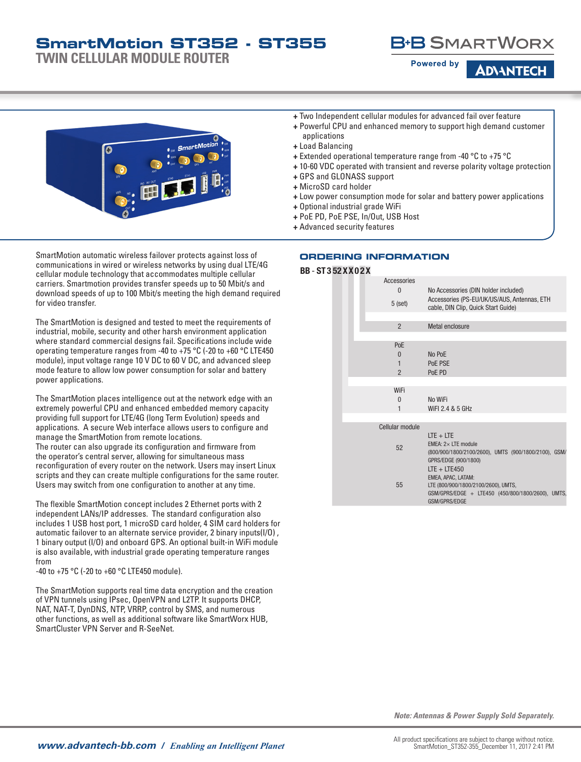# SmartMotion ST352 - ST355

## TWIN CELLULAR MODULE ROUTER

B+B SMARTWORX

Powered by ADVANTECH

- + Two Independent cellular modules for advanced fail over feature
- + Powerful CPU and enhanced memory to support high demand customer applications
- + Load Balancing
- + Extended operational temperature range from -40 °C to +75 °C
- + 10-60 VDC operated with transient and reverse polarity voltage protection
- + GPS and GLONASS support
- + MicroSD card holder
- + Low power consumption mode for solar and battery power applications
- + Optional industrial grade WiFi
- + PoE PD, PoE PSE, In/Out, USB Host
- + Advanced security features

SmartMotion automatic wireless failover protects against loss of communications in wired or wireless networks by using dual LTE/4G cellular module technology that accommodates multiple cellular carriers. Smartmotion provides transfer speeds up to 50 Mbit/s and download speeds of up to 100 Mbit/s meeting the high demand required for video transfer.

The SmartMotion is designed and tested to meet the requirements of industrial, mobile, security and other harsh environment application where standard commercial designs fail. Specifications include wide operating temperature ranges from -40 to +75 °C (-20 to +60 °C LTE450 module), input voltage range 10 V DC to 60 V DC, and advanced sleep mode feature to allow low power consumption for solar and battery power applications.

The SmartMotion places intelligence out at the network edge with an extremely powerful CPU and enhanced embedded memory capacity providing full support for LTE/4G (long Term Evolution) speeds and applications. A secure Web interface allows users to configure and manage the SmartMotion from remote locations.
The router can also upgrade its configuration and firmware from the operator's central server, allowing for simultaneous mass reconfiguration of every router on the network. Users may insert Linux scripts and they can create multiple configurations for the same router. Users may switch from one configuration to another at any time.

The flexible SmartMotion concept includes 2 Ethernet ports with 2 independent LANs/IP addresses. The standard configuration also includes 1 USB host port, 1 microSD card holder, 4 SIM card holders for automatic failover to an alternate service provider, 2 binary inputs(I/O) , 1 binary output (I/O) and onboard GPS. An optional built-in WiFi module is also available, with industrial grade operating temperature ranges from
-40 to +75 °C (-20 to +60 °C LTE450 module).

The SmartMotion supports real time data encryption and the creation of VPN tunnels using IPsec, OpenVPN and L2TP. It supports DHCP, NAT, NAT-T, DynDNS, NTP, VRRP, control by SMS, and numerous other functions, as well as additional software like SmartWorx HUB, SmartCluster VPN Server and R-SeeNet.

## ORDERING INFORMATION

**BB - ST352XX02X**

| Code | Description |
|---|---|
| **Accessories** | |
| 0 | No Accessories (DIN holder included) |
| 5 (set) | Accessories (PS-EU/UK/US/AUS, Antennas, ETH cable, DIN Clip, Quick Start Guide) |
| 2 | Metal enclosure |
| **PoE** | |
| 0 | No PoE |
| 1 | PoE PSE |
| 2 | PoE PD |
| **WiFi** | |
| 0 | No WiFi |
| 1 | WiFi 2.4 & 5 GHz |
| **Cellular module** | |
| 52 | LTE + LTE<br>EMEA: 2× LTE module (800/900/1800/2100/2600), UMTS (900/1800/2100), GSM/GPRS/EDGE (900/1800) |
| 55 | LTE + LTE450<br>EMEA, APAC, LATAM:<br>LTE (800/900/1800/2100/2600), UMTS, GSM/GPRS/EDGE + LTE450 (450/800/1800/2600), UMTS, GSM/GPRS/EDGE |

*Note: Antennas & Power Supply Sold Separately.*

www.advantech-bb.com / *Enabling an Intelligent Planet*

All product specifications are subject to change without notice.
SmartMotion_ST352-355_December 11, 2017 2:41 PM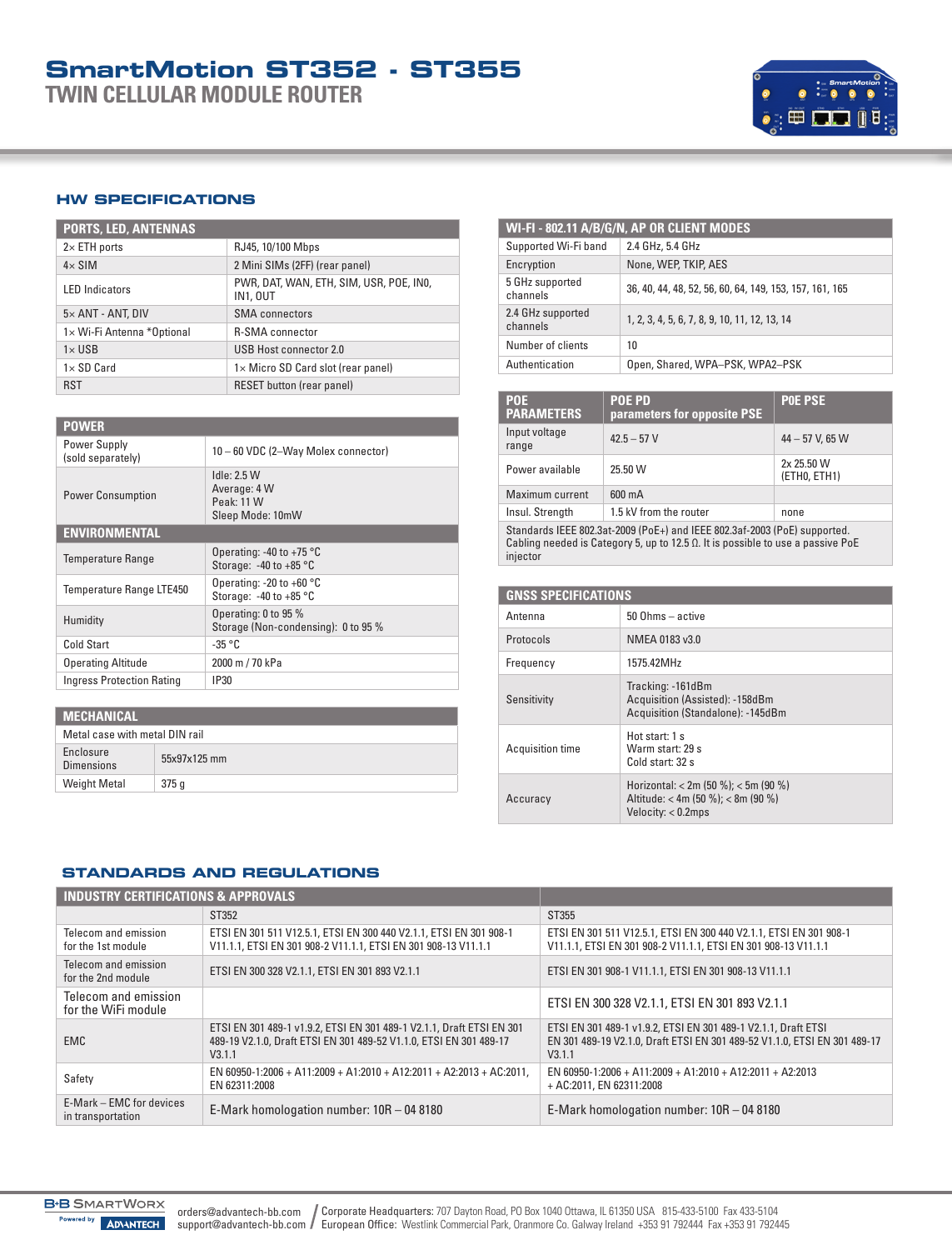# SmartMotion ST352 - ST355

## TWIN CELLULAR MODULE ROUTER

## HW SPECIFICATIONS

| PORTS, LED, ANTENNAS | |
|---|---|
| 2× ETH ports | RJ45, 10/100 Mbps |
| 4× SIM | 2 Mini SIMs (2FF) (rear panel) |
| LED Indicators | PWR, DAT, WAN, ETH, SIM, USR, POE, IN0, IN1, OUT |
| 5× ANT - ANT, DIV | SMA connectors |
| 1× Wi-Fi Antenna *Optional | R-SMA connector |
| 1× USB | USB Host connector 2.0 |
| 1× SD Card | 1× Micro SD Card slot (rear panel) |
| RST | RESET button (rear panel) |

| POWER | |
|---|---|
| Power Supply (sold separately) | 10 – 60 VDC (2–Way Molex connector) |
| Power Consumption | Idle: 2.5 W<br>Average: 4 W<br>Peak: 11 W<br>Sleep Mode: 10mW |
| **ENVIRONMENTAL** | |
| Temperature Range | Operating: -40 to +75 °C<br>Storage: -40 to +85 °C |
| Temperature Range LTE450 | Operating: -20 to +60 °C<br>Storage: -40 to +85 °C |
| Humidity | Operating: 0 to 95 %<br>Storage (Non-condensing): 0 to 95 % |
| Cold Start | -35 °C |
| Operating Altitude | 2000 m / 70 kPa |
| Ingress Protection Rating | IP30 |

| MECHANICAL | |
|---|---|
| Metal case with metal DIN rail | |
| Enclosure Dimensions | 55x97x125 mm |
| Weight Metal | 375 g |

| WI-FI - 802.11 A/B/G/N, AP OR CLIENT MODES | |
|---|---|
| Supported Wi-Fi band | 2.4 GHz, 5.4 GHz |
| Encryption | None, WEP, TKIP, AES |
| 5 GHz supported channels | 36, 40, 44, 48, 52, 56, 60, 64, 149, 153, 157, 161, 165 |
| 2.4 GHz supported channels | 1, 2, 3, 4, 5, 6, 7, 8, 9, 10, 11, 12, 13, 14 |
| Number of clients | 10 |
| Authentication | Open, Shared, WPA–PSK, WPA2–PSK |

| POE PARAMETERS | POE PD parameters for opposite PSE | POE PSE |
|---|---|---|
| Input voltage range | 42.5 – 57 V | 44 – 57 V, 65 W |
| Power available | 25.50 W | 2x 25.50 W (ETH0, ETH1) |
| Maximum current | 600 mA | |
| Insul. Strength | 1.5 kV from the router | none |
| Standards IEEE 802.3at-2009 (PoE+) and IEEE 802.3af-2003 (PoE) supported. Cabling needed is Category 5, up to 12.5 Ω. It is possible to use a passive PoE injector | | |

| GNSS SPECIFICATIONS | |
|---|---|
| Antenna | 50 Ohms – active |
| Protocols | NMEA 0183 v3.0 |
| Frequency | 1575.42MHz |
| Sensitivity | Tracking: -161dBm<br>Acquisition (Assisted): -158dBm<br>Acquisition (Standalone): -145dBm |
| Acquisition time | Hot start: 1 s<br>Warm start: 29 s<br>Cold start: 32 s |
| Accuracy | Horizontal: < 2m (50 %); < 5m (90 %)<br>Altitude: < 4m (50 %); < 8m (90 %)<br>Velocity: < 0.2mps |

## STANDARDS AND REGULATIONS

| INDUSTRY CERTIFICATIONS & APPROVALS | | |
|---|---|---|
| | ST352 | ST355 |
| Telecom and emission for the 1st module | ETSI EN 301 511 V12.5.1, ETSI EN 300 440 V2.1.1, ETSI EN 301 908-1 V11.1.1, ETSI EN 301 908-2 V11.1.1, ETSI EN 301 908-13 V11.1.1 | ETSI EN 301 511 V12.5.1, ETSI EN 300 440 V2.1.1, ETSI EN 301 908-1 V11.1.1, ETSI EN 301 908-2 V11.1.1, ETSI EN 301 908-13 V11.1.1 |
| Telecom and emission for the 2nd module | ETSI EN 300 328 V2.1.1, ETSI EN 301 893 V2.1.1 | ETSI EN 301 908-1 V11.1.1, ETSI EN 301 908-13 V11.1.1 |
| Telecom and emission for the WiFi module | | ETSI EN 300 328 V2.1.1, ETSI EN 301 893 V2.1.1 |
| EMC | ETSI EN 301 489-1 v1.9.2, ETSI EN 301 489-1 V2.1.1, Draft ETSI EN 301 489-19 V2.1.0, Draft ETSI EN 301 489-52 V1.1.0, ETSI EN 301 489-17 V3.1.1 | ETSI EN 301 489-1 v1.9.2, ETSI EN 301 489-1 V2.1.1, Draft ETSI EN 301 489-19 V2.1.0, Draft ETSI EN 301 489-52 V1.1.0, ETSI EN 301 489-17 V3.1.1 |
| Safety | EN 60950-1:2006 + A11:2009 + A1:2010 + A12:2011 + A2:2013 + AC:2011, EN 62311:2008 | EN 60950-1:2006 + A11:2009 + A1:2010 + A12:2011 + A2:2013 + AC:2011, EN 62311:2008 |
| E-Mark – EMC for devices in transportation | E-Mark homologation number: 10R – 04 8180 | E-Mark homologation number: 10R – 04 8180 |

B+B SmartWorx Powered by Advantech

orders@advantech-bb.com
support@advantech-bb.com

Corporate Headquarters: 707 Dayton Road, PO Box 1040 Ottawa, IL 61350 USA 815-433-5100 Fax 433-5104
European Office: Westlink Commercial Park, Oranmore Co. Galway Ireland +353 91 792444 Fax +353 91 792445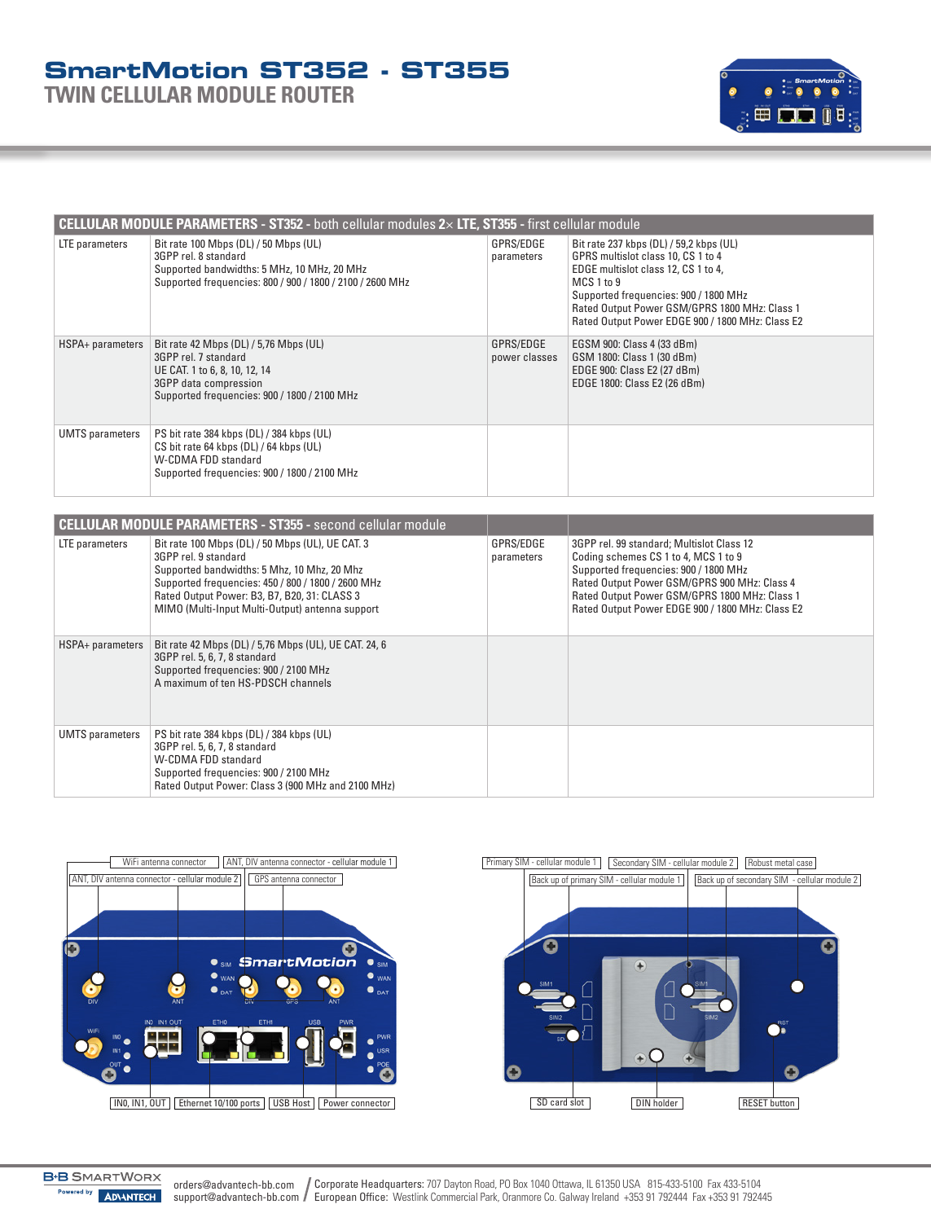# SmartMotion ST352 - ST355

## TWIN CELLULAR MODULE ROUTER

| CELLULAR MODULE PARAMETERS - ST352 - both cellular modules 2× LTE, ST355 - first cellular module | | | |
|---|---|---|---|
| LTE parameters | Bit rate 100 Mbps (DL) / 50 Mbps (UL)<br>3GPP rel. 8 standard<br>Supported bandwidths: 5 MHz, 10 MHz, 20 MHz<br>Supported frequencies: 800 / 900 / 1800 / 2100 / 2600 MHz | GPRS/EDGE parameters | Bit rate 237 kbps (DL) / 59,2 kbps (UL)<br>GPRS multislot class 10, CS 1 to 4<br>EDGE multislot class 12, CS 1 to 4,<br>MCS 1 to 9<br>Supported frequencies: 900 / 1800 MHz<br>Rated Output Power GSM/GPRS 1800 MHz: Class 1<br>Rated Output Power EDGE 900 / 1800 MHz: Class E2 |
| HSPA+ parameters | Bit rate 42 Mbps (DL) / 5,76 Mbps (UL)<br>3GPP rel. 7 standard<br>UE CAT. 1 to 6, 8, 10, 12, 14<br>3GPP data compression<br>Supported frequencies: 900 / 1800 / 2100 MHz | GPRS/EDGE power classes | EGSM 900: Class 4 (33 dBm)<br>GSM 1800: Class 1 (30 dBm)<br>EDGE 900: Class E2 (27 dBm)<br>EDGE 1800: Class E2 (26 dBm) |
| UMTS parameters | PS bit rate 384 kbps (DL) / 384 kbps (UL)<br>CS bit rate 64 kbps (DL) / 64 kbps (UL)<br>W-CDMA FDD standard<br>Supported frequencies: 900 / 1800 / 2100 MHz | | |

| CELLULAR MODULE PARAMETERS - ST355 - second cellular module | | | |
|---|---|---|---|
| LTE parameters | Bit rate 100 Mbps (DL) / 50 Mbps (UL), UE CAT. 3<br>3GPP rel. 9 standard<br>Supported bandwidths: 5 Mhz, 10 Mhz, 20 Mhz<br>Supported frequencies: 450 / 800 / 1800 / 2600 MHz<br>Rated Output Power: B3, B7, B20, 31: CLASS 3<br>MIMO (Multi-Input Multi-Output) antenna support | GPRS/EDGE parameters | 3GPP rel. 99 standard; Multislot Class 12<br>Coding schemes CS 1 to 4, MCS 1 to 9<br>Supported frequencies: 900 / 1800 MHz<br>Rated Output Power GSM/GPRS 900 MHz: Class 4<br>Rated Output Power GSM/GPRS 1800 MHz: Class 1<br>Rated Output Power EDGE 900 / 1800 MHz: Class E2 |
| HSPA+ parameters | Bit rate 42 Mbps (DL) / 5,76 Mbps (UL), UE CAT. 24, 6<br>3GPP rel. 5, 6, 7, 8 standard<br>Supported frequencies: 900 / 2100 MHz<br>A maximum of ten HS-PDSCH channels | | |
| UMTS parameters | PS bit rate 384 kbps (DL) / 384 kbps (UL)<br>3GPP rel. 5, 6, 7, 8 standard<br>W-CDMA FDD standard<br>Supported frequencies: 900 / 2100 MHz<br>Rated Output Power: Class 3 (900 MHz and 2100 MHz) | | |

WiFi antenna connector | ANT, DIV antenna connector - cellular module 1 | ANT, DIV antenna connector - cellular module 2 | GPS antenna connector | IN0, IN1, OUT | Ethernet 10/100 ports | USB Host | Power connector

Primary SIM - cellular module 1 | Secondary SIM - cellular module 2 | Robust metal case | Back up of primary SIM - cellular module 1 | Back up of secondary SIM - cellular module 2 | SD card slot | DIN holder | RESET button

orders@advantech-bb.com
support@advantech-bb.com

Corporate Headquarters: 707 Dayton Road, PO Box 1040 Ottawa, IL 61350 USA 815-433-5100 Fax 433-5104
European Office: Westlink Commercial Park, Oranmore Co. Galway Ireland +353 91 792444 Fax +353 91 792445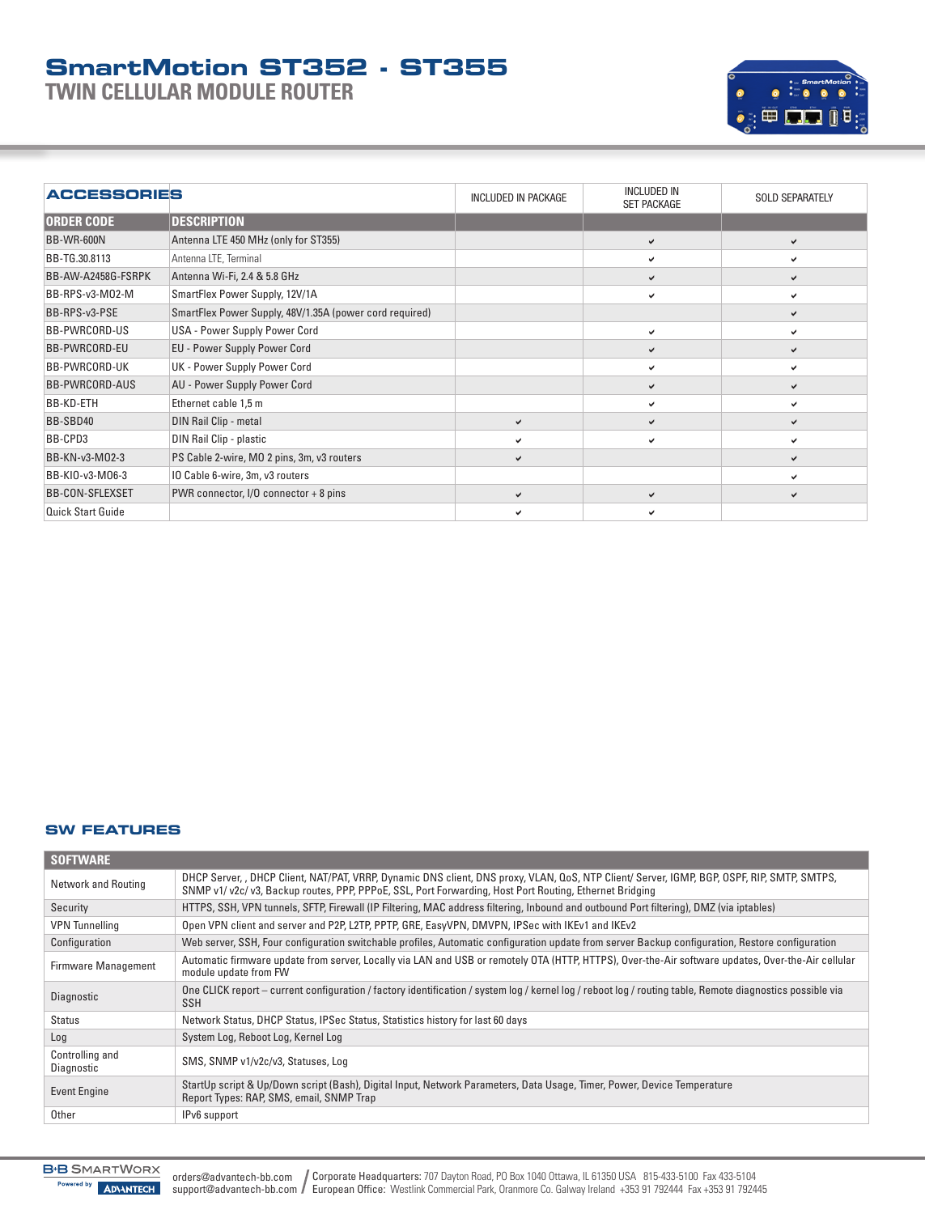# SmartMotion ST352 - ST355

## TWIN CELLULAR MODULE ROUTER

## ACCESSORIES

| ORDER CODE | DESCRIPTION | INCLUDED IN PACKAGE | INCLUDED IN SET PACKAGE | SOLD SEPARATELY |
|---|---|---|---|---|
| BB-WR-600N | Antenna LTE 450 MHz (only for ST355) | | ✔ | ✔ |
| BB-TG.30.8113 | Antenna LTE, Terminal | | ✔ | ✔ |
| BB-AW-A2458G-FSRPK | Antenna Wi-Fi, 2.4 & 5.8 GHz | | ✔ | ✔ |
| BB-RPS-v3-MO2-M | SmartFlex Power Supply, 12V/1A | | ✔ | ✔ |
| BB-RPS-v3-PSE | SmartFlex Power Supply, 48V/1.35A (power cord required) | | | ✔ |
| BB-PWRCORD-US | USA - Power Supply Power Cord | | ✔ | ✔ |
| BB-PWRCORD-EU | EU - Power Supply Power Cord | | ✔ | ✔ |
| BB-PWRCORD-UK | UK - Power Supply Power Cord | | ✔ | ✔ |
| BB-PWRCORD-AUS | AU - Power Supply Power Cord | | ✔ | ✔ |
| BB-KD-ETH | Ethernet cable 1,5 m | | ✔ | ✔ |
| BB-SBD40 | DIN Rail Clip - metal | ✔ | ✔ | ✔ |
| BB-CPD3 | DIN Rail Clip - plastic | ✔ | ✔ | ✔ |
| BB-KN-v3-MO2-3 | PS Cable 2-wire, MO 2 pins, 3m, v3 routers | ✔ | | ✔ |
| BB-KIO-v3-MO6-3 | IO Cable 6-wire, 3m, v3 routers | | | ✔ |
| BB-CON-SFLEXSET | PWR connector, I/O connector + 8 pins | ✔ | ✔ | ✔ |
| Quick Start Guide | | ✔ | ✔ | |

## SW FEATURES

| SOFTWARE | |
|---|---|
| Network and Routing | DHCP Server, , DHCP Client, NAT/PAT, VRRP, Dynamic DNS client, DNS proxy, VLAN, QoS, NTP Client/ Server, IGMP, BGP, OSPF, RIP, SMTP, SMTPS, SNMP v1/ v2c/ v3, Backup routes, PPP, PPPoE, SSL, Port Forwarding, Host Port Routing, Ethernet Bridging |
| Security | HTTPS, SSH, VPN tunnels, SFTP, Firewall (IP Filtering, MAC address filtering, Inbound and outbound Port filtering), DMZ (via iptables) |
| VPN Tunnelling | Open VPN client and server and P2P, L2TP, PPTP, GRE, EasyVPN, DMVPN, IPSec with IKEv1 and IKEv2 |
| Configuration | Web server, SSH, Four configuration switchable profiles, Automatic configuration update from server Backup configuration, Restore configuration |
| Firmware Management | Automatic firmware update from server, Locally via LAN and USB or remotely OTA (HTTP, HTTPS), Over-the-Air software updates, Over-the-Air cellular module update from FW |
| Diagnostic | One CLICK report – current configuration / factory identification / system log / kernel log / reboot log / routing table, Remote diagnostics possible via SSH |
| Status | Network Status, DHCP Status, IPSec Status, Statistics history for last 60 days |
| Log | System Log, Reboot Log, Kernel Log |
| Controlling and Diagnostic | SMS, SNMP v1/v2c/v3, Statuses, Log |
| Event Engine | StartUp script & Up/Down script (Bash), Digital Input, Network Parameters, Data Usage, Timer, Power, Device Temperature<br>Report Types: RAP, SMS, email, SNMP Trap |
| Other | IPv6 support |

B+B SMARTWORX Powered by ADVANTECH

orders@advantech-bb.com
support@advantech-bb.com

Corporate Headquarters: 707 Dayton Road, PO Box 1040 Ottawa, IL 61350 USA 815-433-5100 Fax 433-5104
European Office: Westlink Commercial Park, Oranmore Co. Galway Ireland +353 91 792444 Fax +353 91 792445